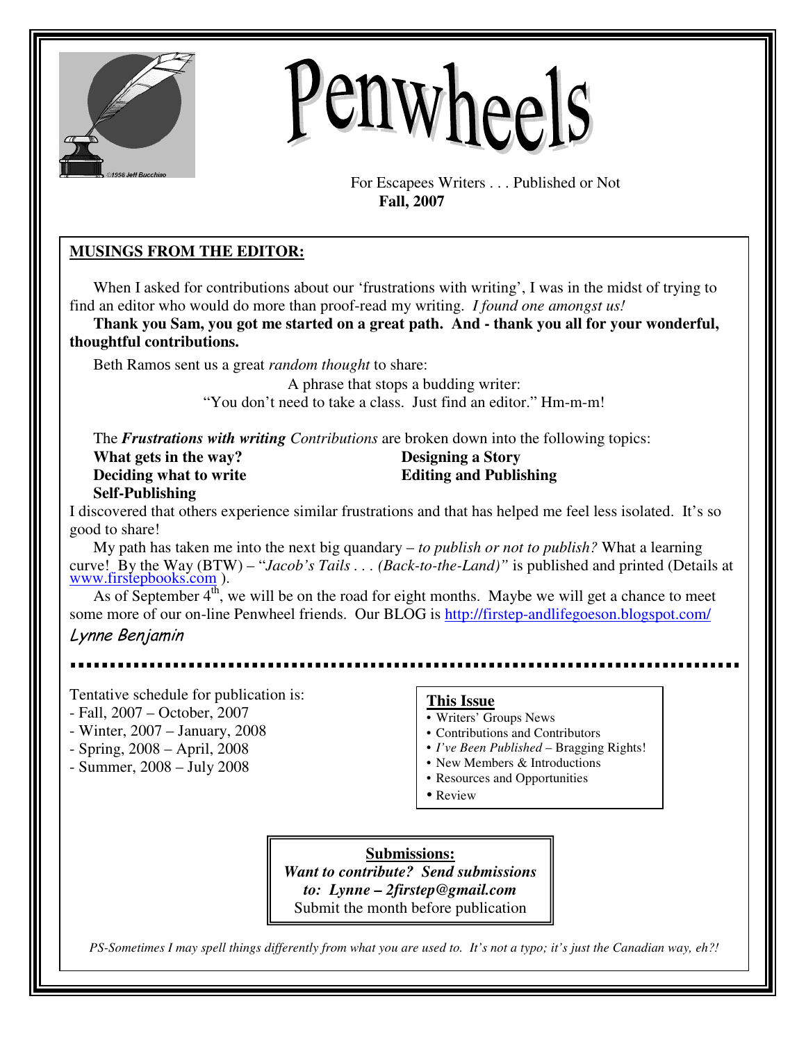# Penwheels

For Escapees Writers . . . Published or Not
**Fall, 2007**

## MUSINGS FROM THE EDITOR:

When I asked for contributions about our 'frustrations with writing', I was in the midst of trying to find an editor who would do more than proof-read my writing. *I found one amongst us!*

**Thank you Sam, you got me started on a great path. And - thank you all for your wonderful, thoughtful contributions.**

Beth Ramos sent us a great *random thought* to share:

A phrase that stops a budding writer:
"You don't need to take a class. Just find an editor." Hm-m-m!

The ***Frustrations with writing*** *Contributions* are broken down into the following topics:

**What gets in the way?**
**Deciding what to write**
**Self-Publishing**
**Designing a Story**
**Editing and Publishing**

I discovered that others experience similar frustrations and that has helped me feel less isolated. It's so good to share!

My path has taken me into the next big quandary – *to publish or not to publish?* What a learning curve! By the Way (BTW) – "*Jacob's Tails . . . (Back-to-the-Land)"* is published and printed (Details at www.firstepbooks.com ).

As of September 4th, we will be on the road for eight months. Maybe we will get a chance to meet some more of our on-line Penwheel friends. Our BLOG is http://firstep-andlifegoeson.blogspot.com/

*Lynne Benjamin*

---

Tentative schedule for publication is:
- Fall, 2007 – October, 2007
- Winter, 2007 – January, 2008
- Spring, 2008 – April, 2008
- Summer, 2008 – July 2008

**This Issue**
- Writers' Groups News
- Contributions and Contributors
- *I've Been Published* – Bragging Rights!
- New Members & Introductions
- Resources and Opportunities
- Review

**Submissions:**
***Want to contribute? Send submissions to: Lynne – 2firstep@gmail.com***
Submit the month before publication

*PS-Sometimes I may spell things differently from what you are used to. It's not a typo; it's just the Canadian way, eh?!*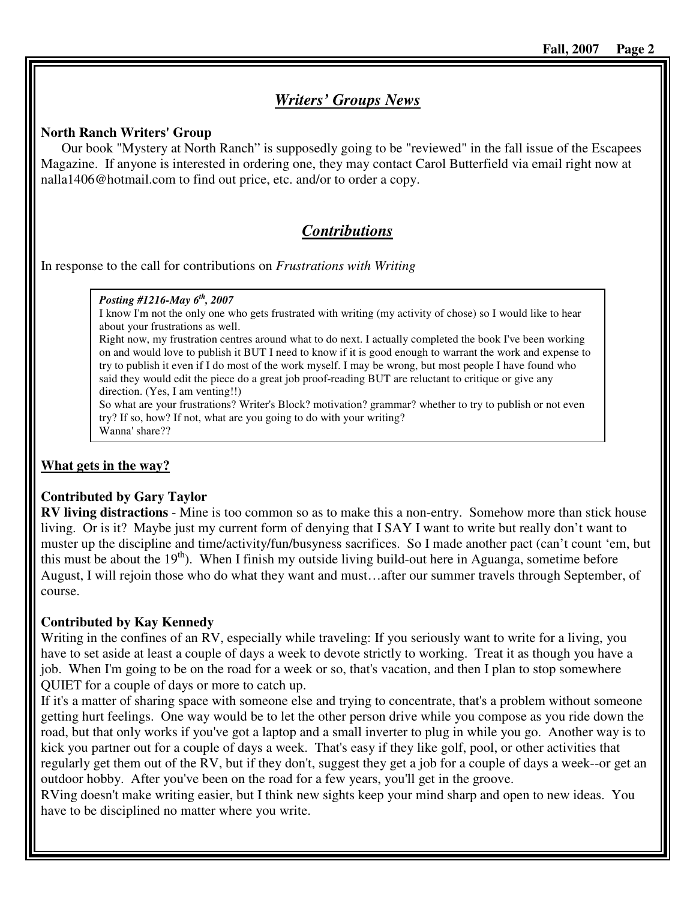## *Writers' Groups News*

**North Ranch Writers' Group**

Our book "Mystery at North Ranch" is supposedly going to be "reviewed" in the fall issue of the Escapees Magazine. If anyone is interested in ordering one, they may contact Carol Butterfield via email right now at nalla1406@hotmail.com to find out price, etc. and/or to order a copy.

## *Contributions*

In response to the call for contributions on *Frustrations with Writing*

> ***Posting #1216-May 6th, 2007***
>
> I know I'm not the only one who gets frustrated with writing (my activity of chose) so I would like to hear about your frustrations as well.
>
> Right now, my frustration centres around what to do next. I actually completed the book I've been working on and would love to publish it BUT I need to know if it is good enough to warrant the work and expense to try to publish it even if I do most of the work myself. I may be wrong, but most people I have found who said they would edit the piece do a great job proof-reading BUT are reluctant to critique or give any direction. (Yes, I am venting!!)
>
> So what are your frustrations? Writer's Block? motivation? grammar? whether to try to publish or not even try? If so, how? If not, what are you going to do with your writing?
>
> Wanna' share??

**What gets in the way?**

**Contributed by Gary Taylor**

**RV living distractions** - Mine is too common so as to make this a non-entry. Somehow more than stick house living. Or is it? Maybe just my current form of denying that I SAY I want to write but really don't want to muster up the discipline and time/activity/fun/busyness sacrifices. So I made another pact (can't count 'em, but this must be about the 19th). When I finish my outside living build-out here in Aguanga, sometime before August, I will rejoin those who do what they want and must…after our summer travels through September, of course.

**Contributed by Kay Kennedy**

Writing in the confines of an RV, especially while traveling: If you seriously want to write for a living, you have to set aside at least a couple of days a week to devote strictly to working. Treat it as though you have a job. When I'm going to be on the road for a week or so, that's vacation, and then I plan to stop somewhere QUIET for a couple of days or more to catch up.

If it's a matter of sharing space with someone else and trying to concentrate, that's a problem without someone getting hurt feelings. One way would be to let the other person drive while you compose as you ride down the road, but that only works if you've got a laptop and a small inverter to plug in while you go. Another way is to kick you partner out for a couple of days a week. That's easy if they like golf, pool, or other activities that regularly get them out of the RV, but if they don't, suggest they get a job for a couple of days a week--or get an outdoor hobby. After you've been on the road for a few years, you'll get in the groove.

RVing doesn't make writing easier, but I think new sights keep your mind sharp and open to new ideas. You have to be disciplined no matter where you write.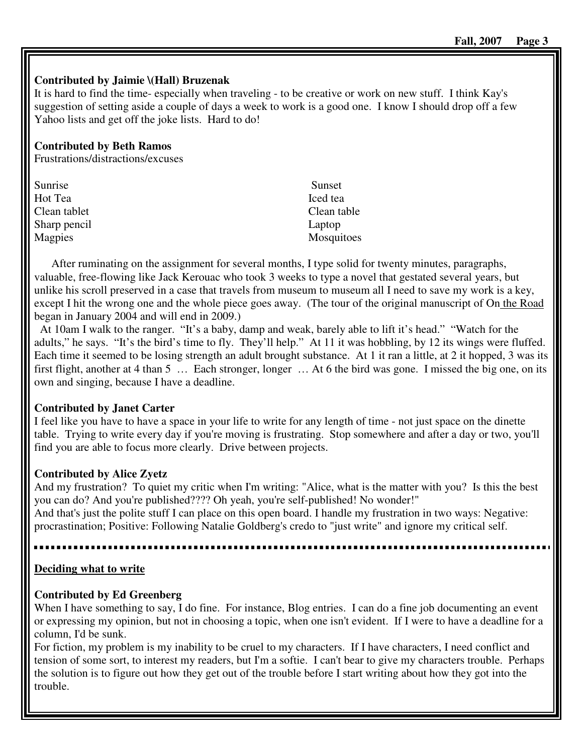**Contributed by Jaimie \(Hall) Bruzenak**

It is hard to find the time- especially when traveling - to be creative or work on new stuff. I think Kay's suggestion of setting aside a couple of days a week to work is a good one. I know I should drop off a few Yahoo lists and get off the joke lists. Hard to do!

**Contributed by Beth Ramos**

Frustrations/distractions/excuses

| | |
|---|---|
| Sunrise | Sunset |
| Hot Tea | Iced tea |
| Clean tablet | Clean table |
| Sharp pencil | Laptop |
| Magpies | Mosquitoes |

After ruminating on the assignment for several months, I type solid for twenty minutes, paragraphs, valuable, free-flowing like Jack Kerouac who took 3 weeks to type a novel that gestated several years, but unlike his scroll preserved in a case that travels from museum to museum all I need to save my work is a key, except I hit the wrong one and the whole piece goes away. (The tour of the original manuscript of On the Road began in January 2004 and will end in 2009.)

At 10am I walk to the ranger. "It's a baby, damp and weak, barely able to lift it's head." "Watch for the adults," he says. "It's the bird's time to fly. They'll help." At 11 it was hobbling, by 12 its wings were fluffed. Each time it seemed to be losing strength an adult brought substance. At 1 it ran a little, at 2 it hopped, 3 was its first flight, another at 4 than 5 … Each stronger, longer … At 6 the bird was gone. I missed the big one, on its own and singing, because I have a deadline.

**Contributed by Janet Carter**

I feel like you have to have a space in your life to write for any length of time - not just space on the dinette table. Trying to write every day if you're moving is frustrating. Stop somewhere and after a day or two, you'll find you are able to focus more clearly. Drive between projects.

**Contributed by Alice Zyetz**

And my frustration? To quiet my critic when I'm writing: "Alice, what is the matter with you? Is this the best you can do? And you're published???? Oh yeah, you're self-published! No wonder!"
And that's just the polite stuff I can place on this open board. I handle my frustration in two ways: Negative: procrastination; Positive: Following Natalie Goldberg's credo to "just write" and ignore my critical self.

---

**Deciding what to write**

**Contributed by Ed Greenberg**

When I have something to say, I do fine. For instance, Blog entries. I can do a fine job documenting an event or expressing my opinion, but not in choosing a topic, when one isn't evident. If I were to have a deadline for a column, I'd be sunk.

For fiction, my problem is my inability to be cruel to my characters. If I have characters, I need conflict and tension of some sort, to interest my readers, but I'm a softie. I can't bear to give my characters trouble. Perhaps the solution is to figure out how they get out of the trouble before I start writing about how they got into the trouble.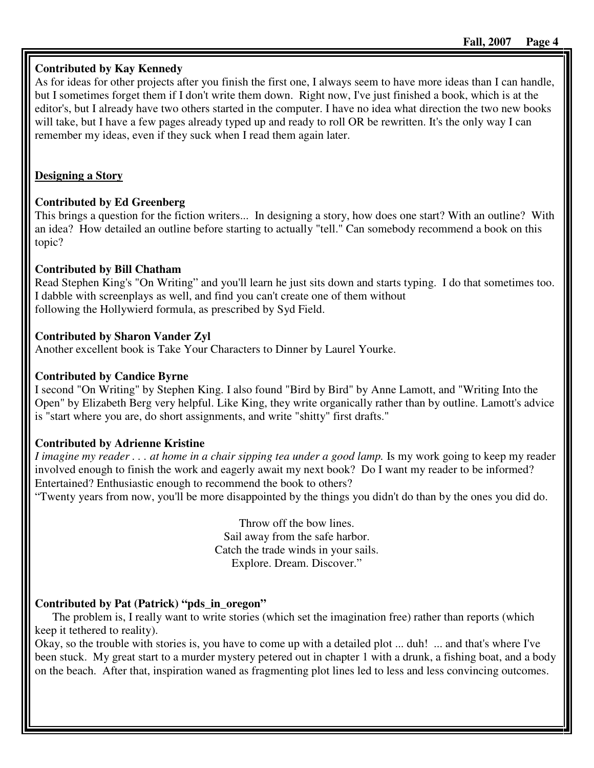**Contributed by Kay Kennedy**

As for ideas for other projects after you finish the first one, I always seem to have more ideas than I can handle, but I sometimes forget them if I don't write them down. Right now, I've just finished a book, which is at the editor's, but I already have two others started in the computer. I have no idea what direction the two new books will take, but I have a few pages already typed up and ready to roll OR be rewritten. It's the only way I can remember my ideas, even if they suck when I read them again later.

## Designing a Story

**Contributed by Ed Greenberg**

This brings a question for the fiction writers... In designing a story, how does one start? With an outline? With an idea? How detailed an outline before starting to actually "tell." Can somebody recommend a book on this topic?

**Contributed by Bill Chatham**

Read Stephen King's "On Writing" and you'll learn he just sits down and starts typing. I do that sometimes too. I dabble with screenplays as well, and find you can't create one of them without following the Hollywierd formula, as prescribed by Syd Field.

**Contributed by Sharon Vander Zyl**

Another excellent book is Take Your Characters to Dinner by Laurel Yourke.

**Contributed by Candice Byrne**

I second "On Writing" by Stephen King. I also found "Bird by Bird" by Anne Lamott, and "Writing Into the Open" by Elizabeth Berg very helpful. Like King, they write organically rather than by outline. Lamott's advice is "start where you are, do short assignments, and write "shitty" first drafts."

**Contributed by Adrienne Kristine**

*I imagine my reader . . . at home in a chair sipping tea under a good lamp.* Is my work going to keep my reader involved enough to finish the work and eagerly await my next book? Do I want my reader to be informed? Entertained? Enthusiastic enough to recommend the book to others?

"Twenty years from now, you'll be more disappointed by the things you didn't do than by the ones you did do.

Throw off the bow lines.
Sail away from the safe harbor.
Catch the trade winds in your sails.
Explore. Dream. Discover."

**Contributed by Pat (Patrick) "pds_in_oregon"**

The problem is, I really want to write stories (which set the imagination free) rather than reports (which keep it tethered to reality).

Okay, so the trouble with stories is, you have to come up with a detailed plot ... duh! ... and that's where I've been stuck. My great start to a murder mystery petered out in chapter 1 with a drunk, a fishing boat, and a body on the beach. After that, inspiration waned as fragmenting plot lines led to less and less convincing outcomes.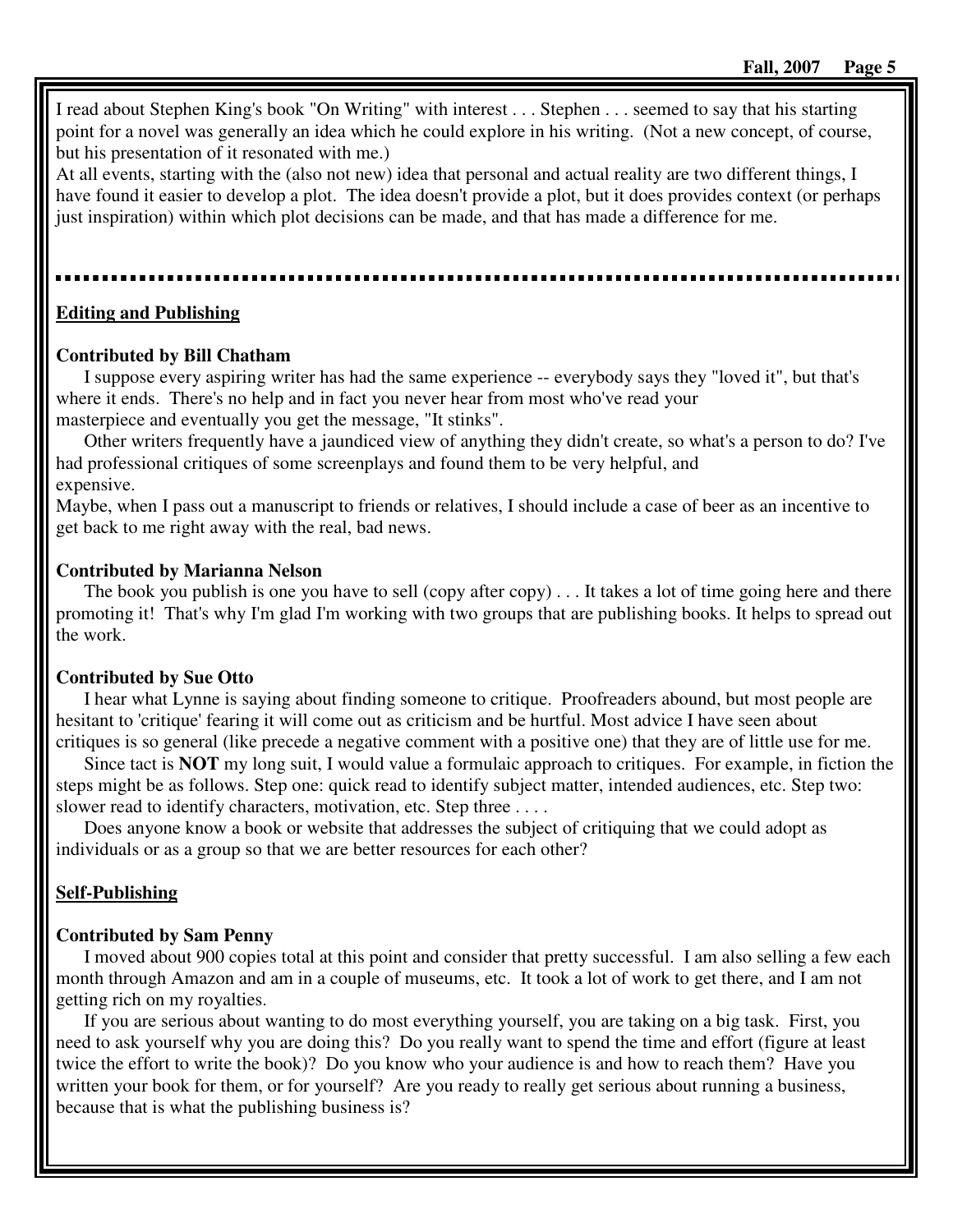I read about Stephen King's book "On Writing" with interest . . . Stephen . . . seemed to say that his starting point for a novel was generally an idea which he could explore in his writing. (Not a new concept, of course, but his presentation of it resonated with me.)
At all events, starting with the (also not new) idea that personal and actual reality are two different things, I have found it easier to develop a plot. The idea doesn't provide a plot, but it does provides context (or perhaps just inspiration) within which plot decisions can be made, and that has made a difference for me.

---

**Editing and Publishing**

**Contributed by Bill Chatham**

I suppose every aspiring writer has had the same experience -- everybody says they "loved it", but that's where it ends. There's no help and in fact you never hear from most who've read your masterpiece and eventually you get the message, "It stinks".

Other writers frequently have a jaundiced view of anything they didn't create, so what's a person to do? I've had professional critiques of some screenplays and found them to be very helpful, and expensive.
Maybe, when I pass out a manuscript to friends or relatives, I should include a case of beer as an incentive to get back to me right away with the real, bad news.

**Contributed by Marianna Nelson**

The book you publish is one you have to sell (copy after copy) . . . It takes a lot of time going here and there promoting it! That's why I'm glad I'm working with two groups that are publishing books. It helps to spread out the work.

**Contributed by Sue Otto**

I hear what Lynne is saying about finding someone to critique. Proofreaders abound, but most people are hesitant to 'critique' fearing it will come out as criticism and be hurtful. Most advice I have seen about critiques is so general (like precede a negative comment with a positive one) that they are of little use for me.

Since tact is **NOT** my long suit, I would value a formulaic approach to critiques. For example, in fiction the steps might be as follows. Step one: quick read to identify subject matter, intended audiences, etc. Step two: slower read to identify characters, motivation, etc. Step three . . . .

Does anyone know a book or website that addresses the subject of critiquing that we could adopt as individuals or as a group so that we are better resources for each other?

**Self-Publishing**

**Contributed by Sam Penny**

I moved about 900 copies total at this point and consider that pretty successful. I am also selling a few each month through Amazon and am in a couple of museums, etc. It took a lot of work to get there, and I am not getting rich on my royalties.

If you are serious about wanting to do most everything yourself, you are taking on a big task. First, you need to ask yourself why you are doing this? Do you really want to spend the time and effort (figure at least twice the effort to write the book)? Do you know who your audience is and how to reach them? Have you written your book for them, or for yourself? Are you ready to really get serious about running a business, because that is what the publishing business is?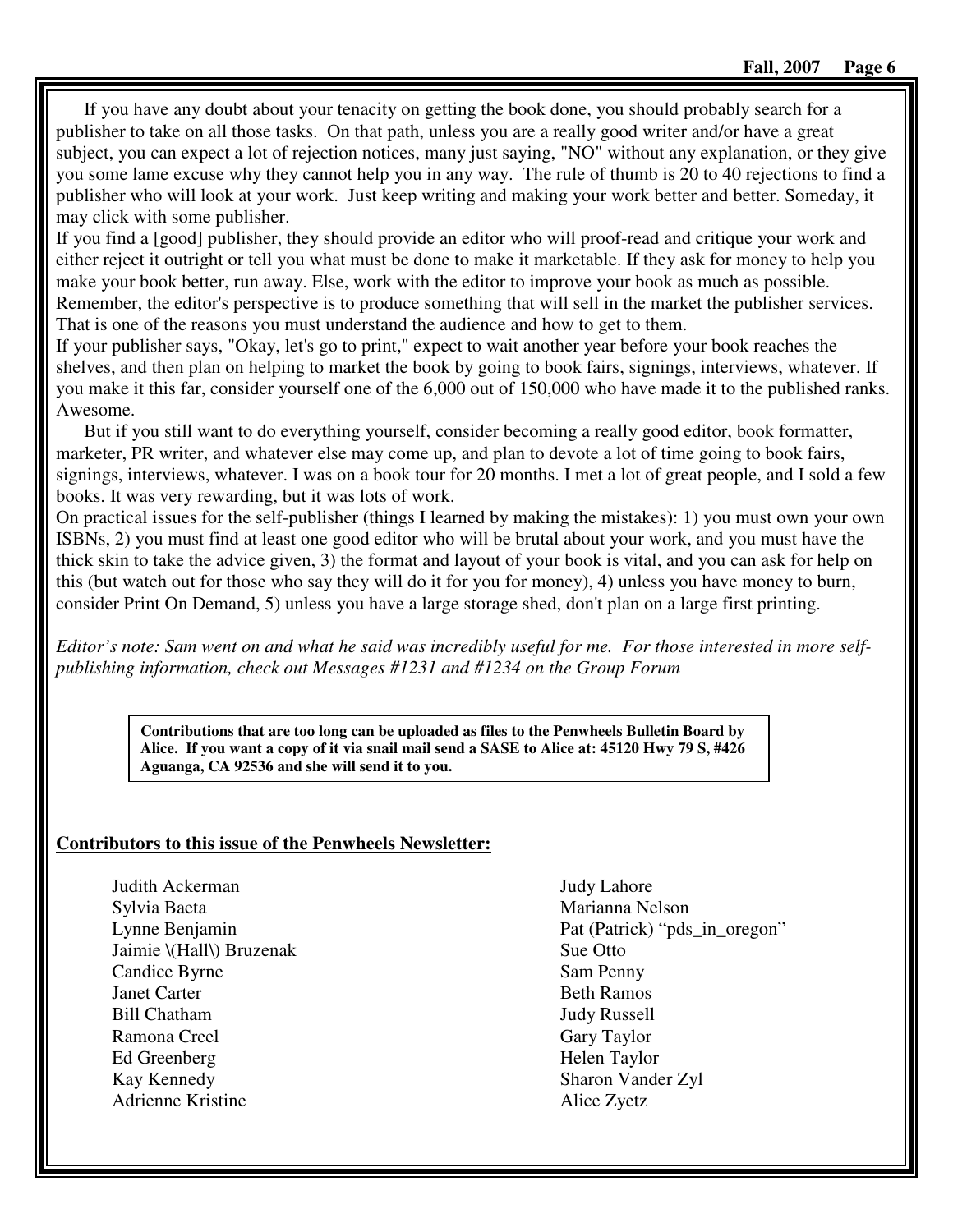If you have any doubt about your tenacity on getting the book done, you should probably search for a publisher to take on all those tasks. On that path, unless you are a really good writer and/or have a great subject, you can expect a lot of rejection notices, many just saying, "NO" without any explanation, or they give you some lame excuse why they cannot help you in any way. The rule of thumb is 20 to 40 rejections to find a publisher who will look at your work. Just keep writing and making your work better and better. Someday, it may click with some publisher.

If you find a [good] publisher, they should provide an editor who will proof-read and critique your work and either reject it outright or tell you what must be done to make it marketable. If they ask for money to help you make your book better, run away. Else, work with the editor to improve your book as much as possible. Remember, the editor's perspective is to produce something that will sell in the market the publisher services. That is one of the reasons you must understand the audience and how to get to them.

If your publisher says, "Okay, let's go to print," expect to wait another year before your book reaches the shelves, and then plan on helping to market the book by going to book fairs, signings, interviews, whatever. If you make it this far, consider yourself one of the 6,000 out of 150,000 who have made it to the published ranks. Awesome.

But if you still want to do everything yourself, consider becoming a really good editor, book formatter, marketer, PR writer, and whatever else may come up, and plan to devote a lot of time going to book fairs, signings, interviews, whatever. I was on a book tour for 20 months. I met a lot of great people, and I sold a few books. It was very rewarding, but it was lots of work.

On practical issues for the self-publisher (things I learned by making the mistakes): 1) you must own your own ISBNs, 2) you must find at least one good editor who will be brutal about your work, and you must have the thick skin to take the advice given, 3) the format and layout of your book is vital, and you can ask for help on this (but watch out for those who say they will do it for you for money), 4) unless you have money to burn, consider Print On Demand, 5) unless you have a large storage shed, don't plan on a large first printing.

*Editor's note: Sam went on and what he said was incredibly useful for me. For those interested in more self-publishing information, check out Messages #1231 and #1234 on the Group Forum*

**Contributions that are too long can be uploaded as files to the Penwheels Bulletin Board by Alice. If you want a copy of it via snail mail send a SASE to Alice at: 45120 Hwy 79 S, #426 Aguanga, CA 92536 and she will send it to you.**

**Contributors to this issue of the Penwheels Newsletter:**

Judith Ackerman
Sylvia Baeta
Lynne Benjamin
Jaimie \(Hall\) Bruzenak
Candice Byrne
Janet Carter
Bill Chatham
Ramona Creel
Ed Greenberg
Kay Kennedy
Adrienne Kristine
Judy Lahore
Marianna Nelson
Pat (Patrick) "pds_in_oregon"
Sue Otto
Sam Penny
Beth Ramos
Judy Russell
Gary Taylor
Helen Taylor
Sharon Vander Zyl
Alice Zyetz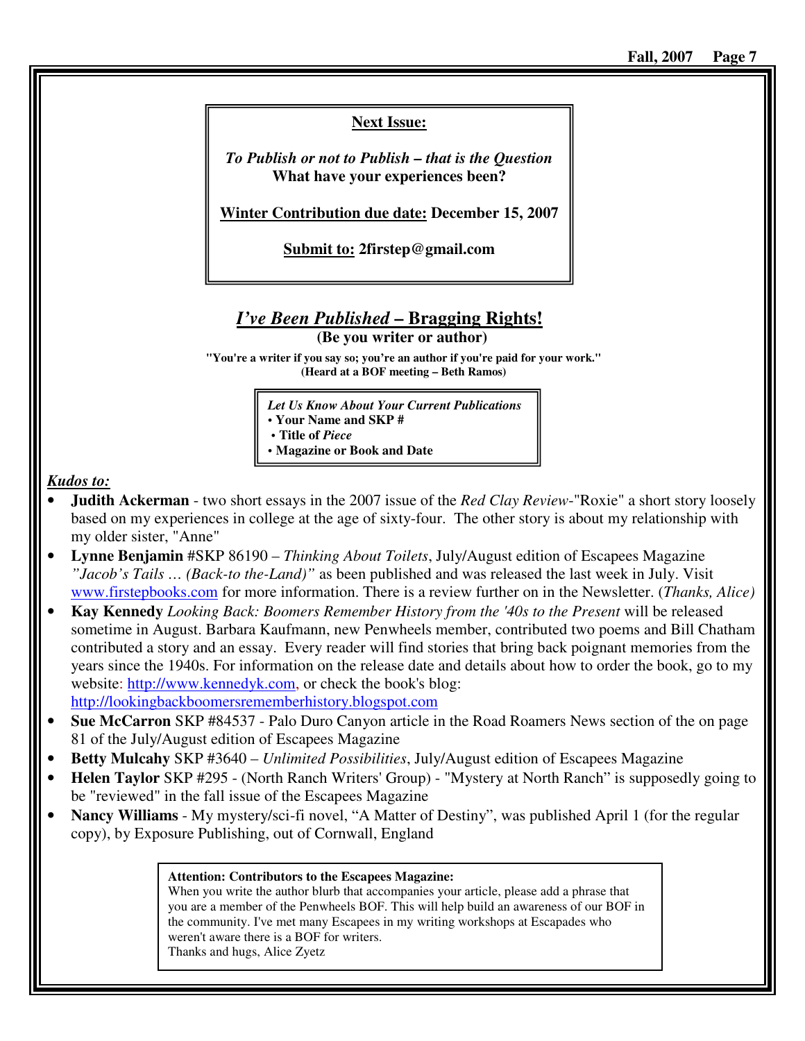**Next Issue:**

***To Publish or not to Publish – that is the Question***
**What have your experiences been?**

**Winter Contribution due date: December 15, 2007**

**Submit to: 2firstep@gmail.com**

## *I've Been Published* – Bragging Rights!

**(Be you writer or author)**

**"You're a writer if you say so; you're an author if you're paid for your work."**
**(Heard at a BOF meeting – Beth Ramos)**

***Let Us Know About Your Current Publications***
- **Your Name and SKP #**
- **Title of *Piece***
- **Magazine or Book and Date**

***Kudos to:***

- **Judith Ackerman** - two short essays in the 2007 issue of the *Red Clay Review*-"Roxie" a short story loosely based on my experiences in college at the age of sixty-four. The other story is about my relationship with my older sister, "Anne"
- **Lynne Benjamin** #SKP 86190 – *Thinking About Toilets*, July/August edition of Escapees Magazine *"Jacob's Tails … (Back-to the-Land)"* as been published and was released the last week in July. Visit www.firstepbooks.com for more information. There is a review further on in the Newsletter. (*Thanks, Alice)*
- **Kay Kennedy** *Looking Back: Boomers Remember History from the '40s to the Present* will be released sometime in August. Barbara Kaufmann, new Penwheels member, contributed two poems and Bill Chatham contributed a story and an essay. Every reader will find stories that bring back poignant memories from the years since the 1940s. For information on the release date and details about how to order the book, go to my website: http://www.kennedyk.com, or check the book's blog: http://lookingbackboomersrememberhistory.blogspot.com
- **Sue McCarron** SKP #84537 - Palo Duro Canyon article in the Road Roamers News section of the on page 81 of the July/August edition of Escapees Magazine
- **Betty Mulcahy** SKP #3640 – *Unlimited Possibilities*, July/August edition of Escapees Magazine
- **Helen Taylor** SKP #295 - (North Ranch Writers' Group) - "Mystery at North Ranch" is supposedly going to be "reviewed" in the fall issue of the Escapees Magazine
- **Nancy Williams** - My mystery/sci-fi novel, "A Matter of Destiny", was published April 1 (for the regular copy), by Exposure Publishing, out of Cornwall, England

**Attention: Contributors to the Escapees Magazine:**
When you write the author blurb that accompanies your article, please add a phrase that you are a member of the Penwheels BOF. This will help build an awareness of our BOF in the community. I've met many Escapees in my writing workshops at Escapades who weren't aware there is a BOF for writers.
Thanks and hugs, Alice Zyetz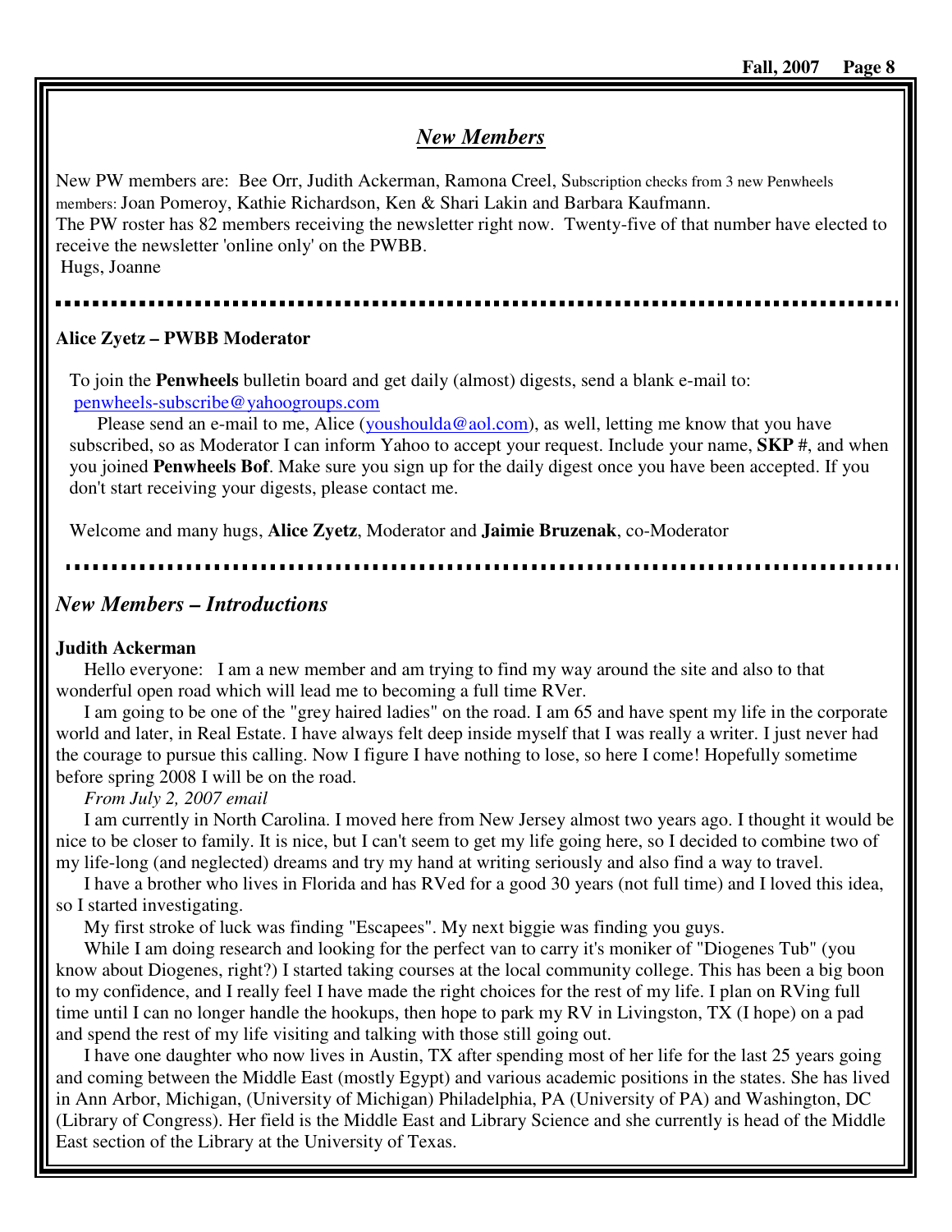## *New Members*

New PW members are: Bee Orr, Judith Ackerman, Ramona Creel, Subscription checks from 3 new Penwheels members: Joan Pomeroy, Kathie Richardson, Ken & Shari Lakin and Barbara Kaufmann.
The PW roster has 82 members receiving the newsletter right now. Twenty-five of that number have elected to receive the newsletter 'online only' on the PWBB.
Hugs, Joanne

---

**Alice Zyetz – PWBB Moderator**

To join the **Penwheels** bulletin board and get daily (almost) digests, send a blank e-mail to: penwheels-subscribe@yahoogroups.com

Please send an e-mail to me, Alice (youshoulda@aol.com), as well, letting me know that you have subscribed, so as Moderator I can inform Yahoo to accept your request. Include your name, **SKP #**, and when you joined **Penwheels Bof**. Make sure you sign up for the daily digest once you have been accepted. If you don't start receiving your digests, please contact me.

Welcome and many hugs, **Alice Zyetz**, Moderator and **Jaimie Bruzenak**, co-Moderator

---

## *New Members – Introductions*

**Judith Ackerman**

Hello everyone: I am a new member and am trying to find my way around the site and also to that wonderful open road which will lead me to becoming a full time RVer.

I am going to be one of the "grey haired ladies" on the road. I am 65 and have spent my life in the corporate world and later, in Real Estate. I have always felt deep inside myself that I was really a writer. I just never had the courage to pursue this calling. Now I figure I have nothing to lose, so here I come! Hopefully sometime before spring 2008 I will be on the road.

*From July 2, 2007 email*

I am currently in North Carolina. I moved here from New Jersey almost two years ago. I thought it would be nice to be closer to family. It is nice, but I can't seem to get my life going here, so I decided to combine two of my life-long (and neglected) dreams and try my hand at writing seriously and also find a way to travel.

I have a brother who lives in Florida and has RVed for a good 30 years (not full time) and I loved this idea, so I started investigating.

My first stroke of luck was finding "Escapees". My next biggie was finding you guys.

While I am doing research and looking for the perfect van to carry it's moniker of "Diogenes Tub" (you know about Diogenes, right?) I started taking courses at the local community college. This has been a big boon to my confidence, and I really feel I have made the right choices for the rest of my life. I plan on RVing full time until I can no longer handle the hookups, then hope to park my RV in Livingston, TX (I hope) on a pad and spend the rest of my life visiting and talking with those still going out.

I have one daughter who now lives in Austin, TX after spending most of her life for the last 25 years going and coming between the Middle East (mostly Egypt) and various academic positions in the states. She has lived in Ann Arbor, Michigan, (University of Michigan) Philadelphia, PA (University of PA) and Washington, DC (Library of Congress). Her field is the Middle East and Library Science and she currently is head of the Middle East section of the Library at the University of Texas.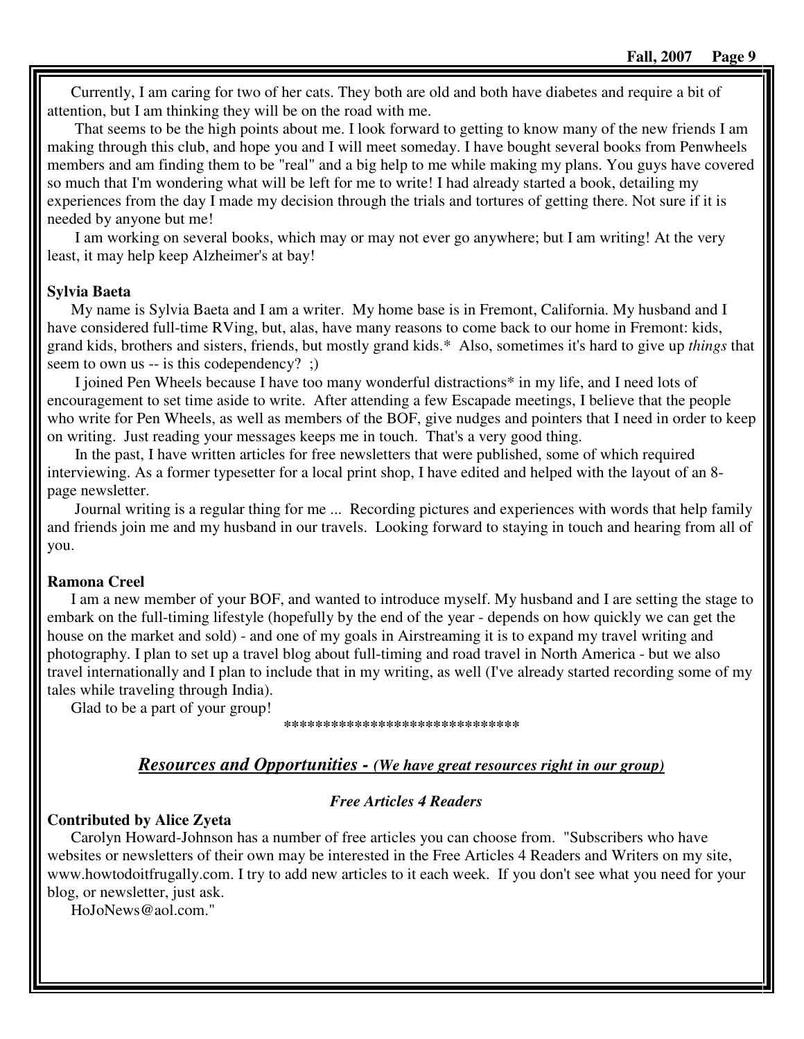Currently, I am caring for two of her cats. They both are old and both have diabetes and require a bit of attention, but I am thinking they will be on the road with me.

That seems to be the high points about me. I look forward to getting to know many of the new friends I am making through this club, and hope you and I will meet someday. I have bought several books from Penwheels members and am finding them to be "real" and a big help to me while making my plans. You guys have covered so much that I'm wondering what will be left for me to write! I had already started a book, detailing my experiences from the day I made my decision through the trials and tortures of getting there. Not sure if it is needed by anyone but me!

I am working on several books, which may or may not ever go anywhere; but I am writing! At the very least, it may help keep Alzheimer's at bay!

**Sylvia Baeta**

My name is Sylvia Baeta and I am a writer. My home base is in Fremont, California. My husband and I have considered full-time RVing, but, alas, have many reasons to come back to our home in Fremont: kids, grand kids, brothers and sisters, friends, but mostly grand kids.* Also, sometimes it's hard to give up *things* that seem to own us -- is this codependency? ;)

I joined Pen Wheels because I have too many wonderful distractions* in my life, and I need lots of encouragement to set time aside to write. After attending a few Escapade meetings, I believe that the people who write for Pen Wheels, as well as members of the BOF, give nudges and pointers that I need in order to keep on writing. Just reading your messages keeps me in touch. That's a very good thing.

In the past, I have written articles for free newsletters that were published, some of which required interviewing. As a former typesetter for a local print shop, I have edited and helped with the layout of an 8-page newsletter.

Journal writing is a regular thing for me ... Recording pictures and experiences with words that help family and friends join me and my husband in our travels. Looking forward to staying in touch and hearing from all of you.

**Ramona Creel**

I am a new member of your BOF, and wanted to introduce myself. My husband and I are setting the stage to embark on the full-timing lifestyle (hopefully by the end of the year - depends on how quickly we can get the house on the market and sold) - and one of my goals in Airstreaming it is to expand my travel writing and photography. I plan to set up a travel blog about full-timing and road travel in North America - but we also travel internationally and I plan to include that in my writing, as well (I've already started recording some of my tales while traveling through India).

Glad to be a part of your group!

******************************

## ***Resources and Opportunities - (We have great resources right in our group)***

***Free Articles 4 Readers***

**Contributed by Alice Zyeta**

Carolyn Howard-Johnson has a number of free articles you can choose from. "Subscribers who have websites or newsletters of their own may be interested in the Free Articles 4 Readers and Writers on my site, www.howtodoitfrugally.com. I try to add new articles to it each week. If you don't see what you need for your blog, or newsletter, just ask.

HoJoNews@aol.com."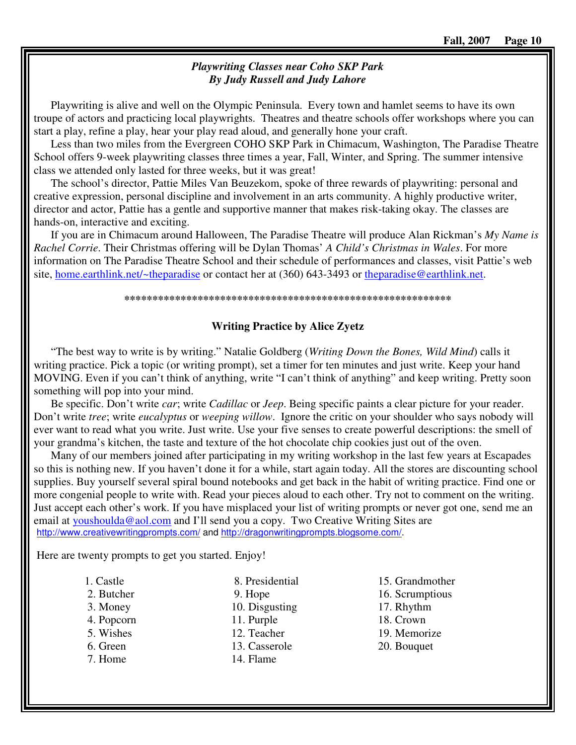### *Playwriting Classes near Coho SKP Park*
### *By Judy Russell and Judy Lahore*

Playwriting is alive and well on the Olympic Peninsula. Every town and hamlet seems to have its own troupe of actors and practicing local playwrights. Theatres and theatre schools offer workshops where you can start a play, refine a play, hear your play read aloud, and generally hone your craft.

Less than two miles from the Evergreen COHO SKP Park in Chimacum, Washington, The Paradise Theatre School offers 9-week playwriting classes three times a year, Fall, Winter, and Spring. The summer intensive class we attended only lasted for three weeks, but it was great!

The school's director, Pattie Miles Van Beuzekom, spoke of three rewards of playwriting: personal and creative expression, personal discipline and involvement in an arts community. A highly productive writer, director and actor, Pattie has a gentle and supportive manner that makes risk-taking okay. The classes are hands-on, interactive and exciting.

If you are in Chimacum around Halloween, The Paradise Theatre will produce Alan Rickman's *My Name is Rachel Corrie*. Their Christmas offering will be Dylan Thomas' *A Child's Christmas in Wales*. For more information on The Paradise Theatre School and their schedule of performances and classes, visit Pattie's web site, home.earthlink.net/~theparadise or contact her at (360) 643-3493 or theparadise@earthlink.net.

*********************************************************

### **Writing Practice by Alice Zyetz**

"The best way to write is by writing." Natalie Goldberg (*Writing Down the Bones, Wild Mind*) calls it writing practice. Pick a topic (or writing prompt), set a timer for ten minutes and just write. Keep your hand MOVING. Even if you can't think of anything, write "I can't think of anything" and keep writing. Pretty soon something will pop into your mind.

Be specific. Don't write *car*; write *Cadillac* or *Jeep*. Being specific paints a clear picture for your reader. Don't write *tree*; write *eucalyptus* or *weeping willow*. Ignore the critic on your shoulder who says nobody will ever want to read what you write. Just write. Use your five senses to create powerful descriptions: the smell of your grandma's kitchen, the taste and texture of the hot chocolate chip cookies just out of the oven.

Many of our members joined after participating in my writing workshop in the last few years at Escapades so this is nothing new. If you haven't done it for a while, start again today. All the stores are discounting school supplies. Buy yourself several spiral bound notebooks and get back in the habit of writing practice. Find one or more congenial people to write with. Read your pieces aloud to each other. Try not to comment on the writing. Just accept each other's work. If you have misplaced your list of writing prompts or never got one, send me an email at youshoulda@aol.com and I'll send you a copy. Two Creative Writing Sites are http://www.creativewritingprompts.com/ and http://dragonwritingprompts.blogsome.com/.

Here are twenty prompts to get you started. Enjoy!

1. Castle
2. Butcher
3. Money
4. Popcorn
5. Wishes
6. Green
7. Home
8. Presidential
9. Hope
10. Disgusting
11. Purple
12. Teacher
13. Casserole
14. Flame
15. Grandmother
16. Scrumptious
17. Rhythm
18. Crown
19. Memorize
20. Bouquet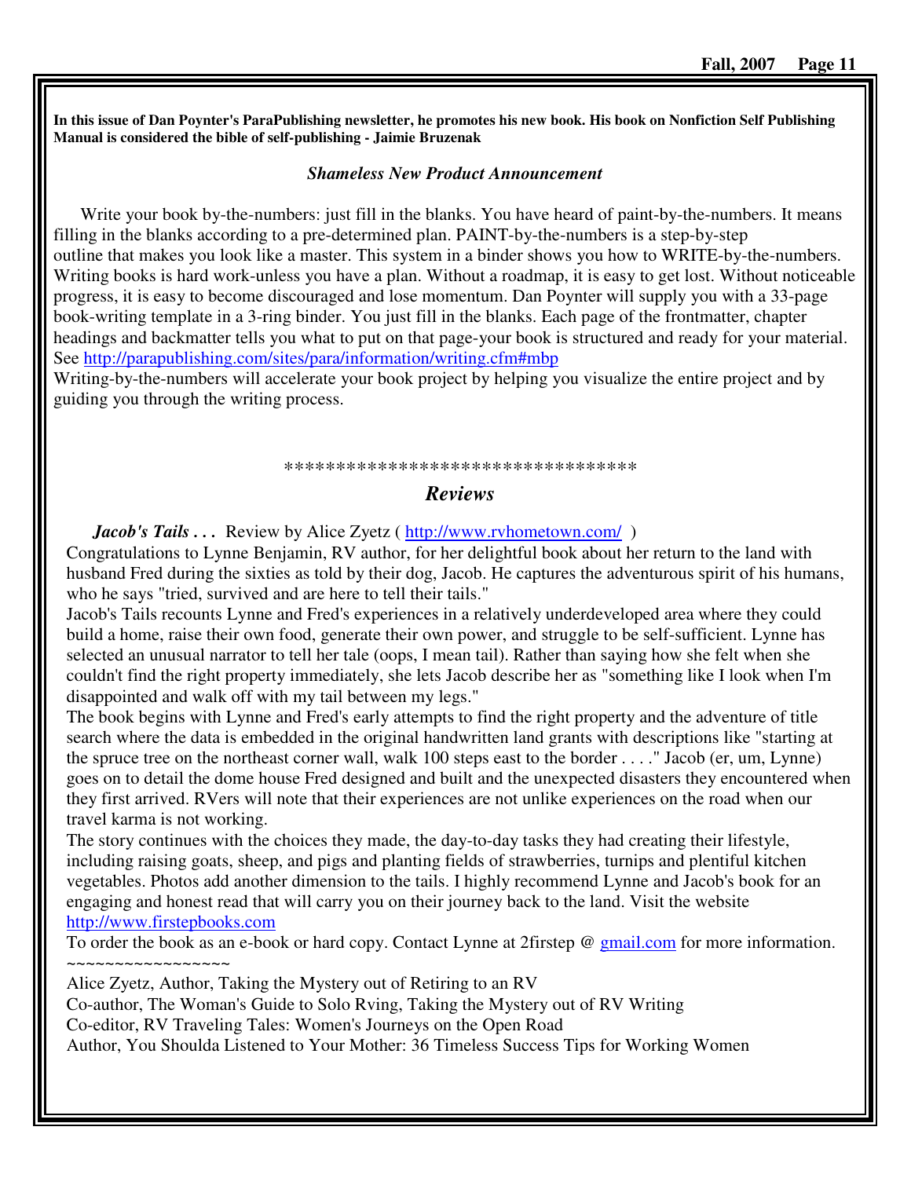**In this issue of Dan Poynter's ParaPublishing newsletter, he promotes his new book. His book on Nonfiction Self Publishing Manual is considered the bible of self-publishing - Jaimie Bruzenak**

***Shameless New Product Announcement***

Write your book by-the-numbers: just fill in the blanks. You have heard of paint-by-the-numbers. It means filling in the blanks according to a pre-determined plan. PAINT-by-the-numbers is a step-by-step outline that makes you look like a master. This system in a binder shows you how to WRITE-by-the-numbers. Writing books is hard work-unless you have a plan. Without a roadmap, it is easy to get lost. Without noticeable progress, it is easy to become discouraged and lose momentum. Dan Poynter will supply you with a 33-page book-writing template in a 3-ring binder. You just fill in the blanks. Each page of the frontmatter, chapter headings and backmatter tells you what to put on that page-your book is structured and ready for your material. See http://parapublishing.com/sites/para/information/writing.cfm#mbp

Writing-by-the-numbers will accelerate your book project by helping you visualize the entire project and by guiding you through the writing process.

\*\*\*\*\*\*\*\*\*\*\*\*\*\*\*\*\*\*\*\*\*\*\*\*\*\*\*\*\*\*\*\*\*\*\*

## *Reviews*

***Jacob's Tails . . .*** Review by Alice Zyetz ( http://www.rvhometown.com/ )

Congratulations to Lynne Benjamin, RV author, for her delightful book about her return to the land with husband Fred during the sixties as told by their dog, Jacob. He captures the adventurous spirit of his humans, who he says "tried, survived and are here to tell their tails."

Jacob's Tails recounts Lynne and Fred's experiences in a relatively underdeveloped area where they could build a home, raise their own food, generate their own power, and struggle to be self-sufficient. Lynne has selected an unusual narrator to tell her tale (oops, I mean tail). Rather than saying how she felt when she couldn't find the right property immediately, she lets Jacob describe her as "something like I look when I'm disappointed and walk off with my tail between my legs."

The book begins with Lynne and Fred's early attempts to find the right property and the adventure of title search where the data is embedded in the original handwritten land grants with descriptions like "starting at the spruce tree on the northeast corner wall, walk 100 steps east to the border . . . ." Jacob (er, um, Lynne) goes on to detail the dome house Fred designed and built and the unexpected disasters they encountered when they first arrived. RVers will note that their experiences are not unlike experiences on the road when our travel karma is not working.

The story continues with the choices they made, the day-to-day tasks they had creating their lifestyle, including raising goats, sheep, and pigs and planting fields of strawberries, turnips and plentiful kitchen vegetables. Photos add another dimension to the tails. I highly recommend Lynne and Jacob's book for an engaging and honest read that will carry you on their journey back to the land. Visit the website http://www.firstepbooks.com

To order the book as an e-book or hard copy. Contact Lynne at 2firstep @ gmail.com for more information.

~~~~~~~~~~~~~~~~~

Alice Zyetz, Author, Taking the Mystery out of Retiring to an RV

Co-author, The Woman's Guide to Solo Rving, Taking the Mystery out of RV Writing

Co-editor, RV Traveling Tales: Women's Journeys on the Open Road

Author, You Shoulda Listened to Your Mother: 36 Timeless Success Tips for Working Women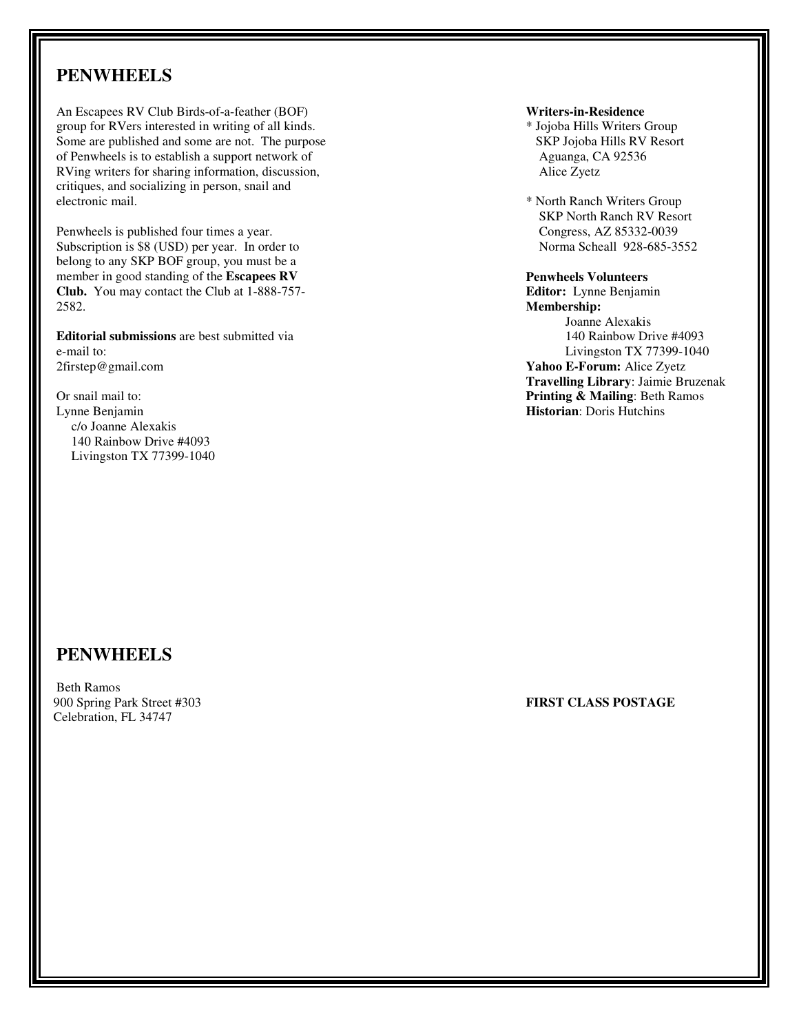## PENWHEELS

An Escapees RV Club Birds-of-a-feather (BOF) group for RVers interested in writing of all kinds. Some are published and some are not. The purpose of Penwheels is to establish a support network of RVing writers for sharing information, discussion, critiques, and socializing in person, snail and electronic mail.

Penwheels is published four times a year. Subscription is $8 (USD) per year. In order to belong to any SKP BOF group, you must be a member in good standing of the **Escapees RV Club.** You may contact the Club at 1-888-757-2582.

**Editorial submissions** are best submitted via e-mail to:
2firstep@gmail.com

Or snail mail to:
Lynne Benjamin
c/o Joanne Alexakis
140 Rainbow Drive #4093
Livingston TX 77399-1040

**Writers-in-Residence**

* Jojoba Hills Writers Group
  SKP Jojoba Hills RV Resort
  Aguanga, CA 92536
  Alice Zyetz

* North Ranch Writers Group
  SKP North Ranch RV Resort
  Congress, AZ 85332-0039
  Norma Scheall 928-685-3552

**Penwheels Volunteers**
**Editor:** Lynne Benjamin
**Membership:**
Joanne Alexakis
140 Rainbow Drive #4093
Livingston TX 77399-1040
**Yahoo E-Forum:** Alice Zyetz
**Travelling Library**: Jaimie Bruzenak
**Printing & Mailing**: Beth Ramos
**Historian**: Doris Hutchins

## PENWHEELS

Beth Ramos
900 Spring Park Street #303
Celebration, FL 34747

**FIRST CLASS POSTAGE**